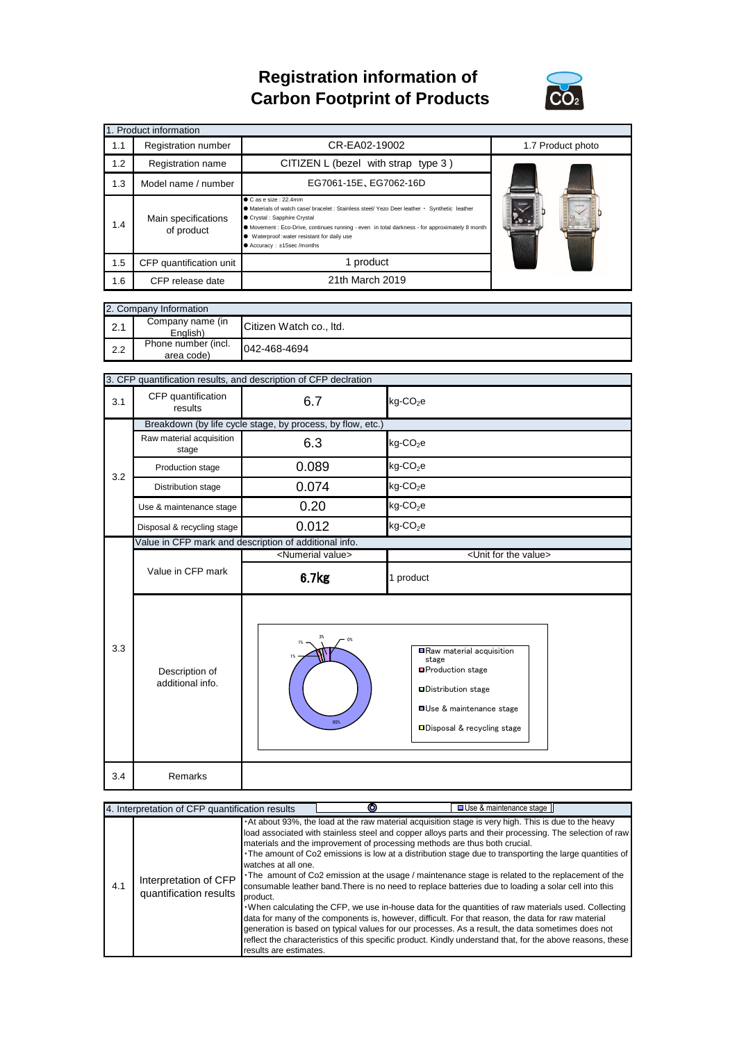# Registration information of Carbon Footprint of Products

## 1. Product information

| | | | |
|---|---|---|---|
| 1.1 | Registration number | CR-EA02-19002 | 1.7 Product photo |
| 1.2 | Registration name | CITIZEN L (bezel with strap type 3 ) | |
| 1.3 | Model name / number | EG7061-15E、EG7062-16D | |
| 1.4 | Main specifications of product | ● Case size : 22.4mm<br>● Materials of watch case/ bracelet : Stainless steel/ Yezo Deer leather ・ Synthetic leather<br>● Crystal : Sapphire Crystal<br>● Movement : Eco-Drive, continues running - even in total darkness - for approximately 8 month<br>● Waterproof :water resistant for daily use<br>● Accuracy : ±15sec /months | |
| 1.5 | CFP quantification unit | 1 product | |
| 1.6 | CFP release date | 21th March 2019 | |

## 2. Company Information

| | | |
|---|---|---|
| 2.1 | Company name (in English) | Citizen Watch co., ltd. |
| 2.2 | Phone number (incl. area code) | 042-468-4694 |

## 3. CFP quantification results, and description of CFP declration

| | | | |
|---|---|---|---|
| 3.1 | CFP quantification results | 6.7 | kg-$CO_2$e |
| 3.2 | Breakdown (by life cycle stage, by process, by flow, etc.) | | |
| | Raw material acquisition stage | 6.3 | kg-$CO_2$e |
| | Production stage | 0.089 | kg-$CO_2$e |
| | Distribution stage | 0.074 | kg-$CO_2$e |
| | Use & maintenance stage | 0.20 | kg-$CO_2$e |
| | Disposal & recycling stage | 0.012 | kg-$CO_2$e |
| 3.3 | Value in CFP mark and description of additional info. | | |
| | | <Numerial value> | <Unit for the value> |
| | Value in CFP mark | 6.7kg | 1 product |
| | Description of additional info. | Chart: Raw material acquisition stage 95%; Production stage 1%; Distribution stage 1%; Use & maintenance stage 3%; Disposal & recycling stage 0% | |
| 3.4 | Remarks | | |

## 4. Interpretation of CFP quantification results

| | | |
|---|---|---|
| 4.1 | Interpretation of CFP quantification results | ・At about 93%, the load at the raw material acquisition stage is very high. This is due to the heavy load associated with stainless steel and copper alloys parts and their processing. The selection of raw materials and the improvement of processing methods are thus both crucial.<br>・The amount of Co2 emissions is low at a distribution stage due to transporting the large quantities of watches at all one.<br>・The amount of Co2 emission at the usage / maintenance stage is related to the replacement of the consumable leather band.There is no need to replace batteries due to loading a solar cell into this product.<br>・When calculating the CFP, we use in-house data for the quantities of raw materials used. Collecting data for many of the components is, however, difficult. For that reason, the data for raw material generation is based on typical values for our processes. As a result, the data sometimes does not reflect the characteristics of this specific product. Kindly understand that, for the above reasons, these results are estimates. |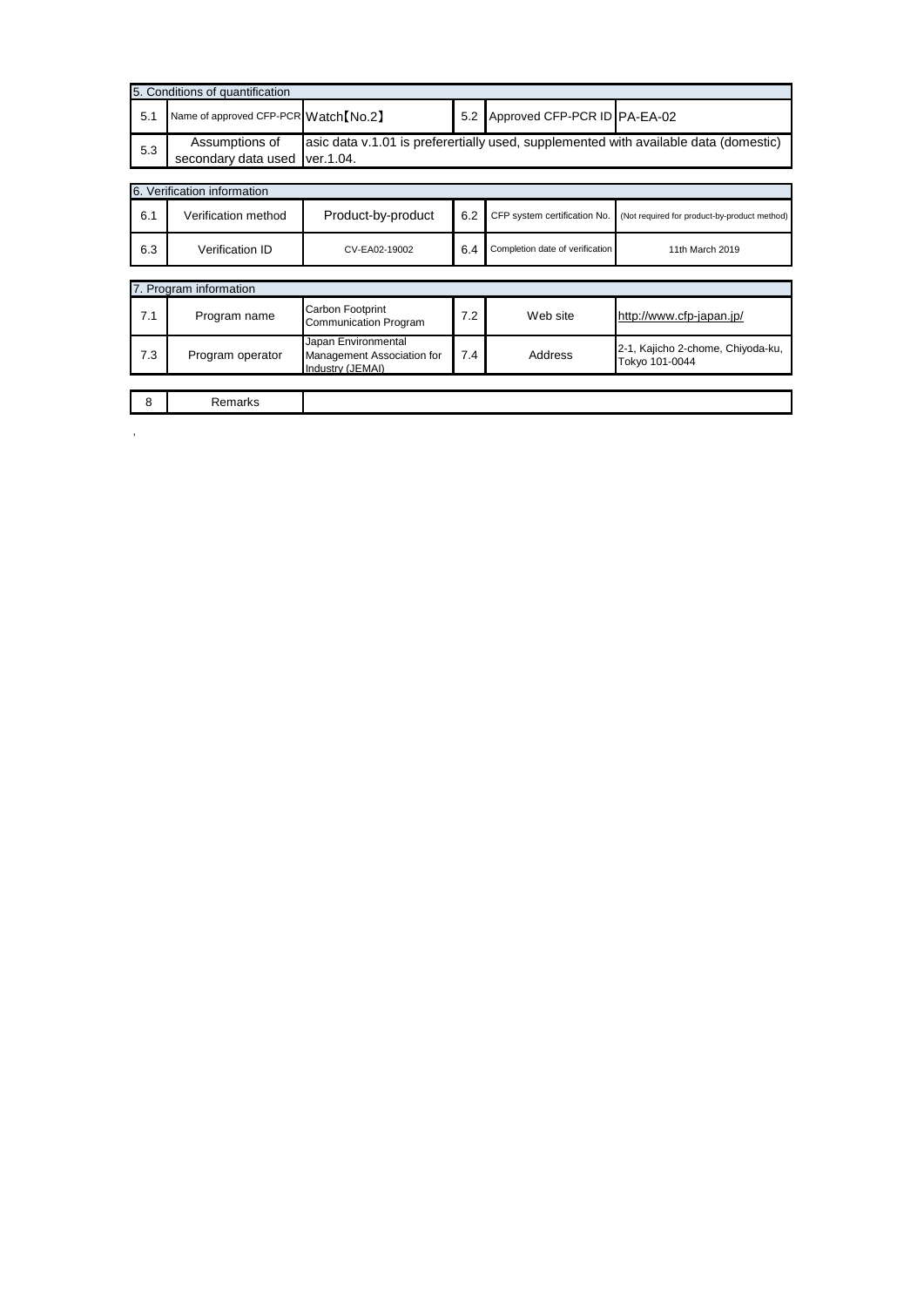| 5. Conditions of quantification | | | | | |
|---|---|---|---|---|---|
| 5.1 | Name of approved CFP-PCR | Watch【No.2】 | 5.2 | Approved CFP-PCR ID | PA-EA-02 |
| 5.3 | Assumptions of secondary data used | asic data v.1.01 is preferertially used, supplemented with available data (domestic) ver.1.04. | | | |

| 6. Verification information | | | | | |
|---|---|---|---|---|---|
| 6.1 | Verification method | Product-by-product | 6.2 | CFP system certification No. | (Not required for product-by-product method) |
| 6.3 | Verification ID | CV-EA02-19002 | 6.4 | Completion date of verification | 11th March 2019 |

| 7. Program information | | | | | |
|---|---|---|---|---|---|
| 7.1 | Program name | Carbon Footprint Communication Program | 7.2 | Web site | http://www.cfp-japan.jp/ |
| 7.3 | Program operator | Japan Environmental Management Association for Industry (JEMAI) | 7.4 | Address | 2-1, Kajicho 2-chome, Chiyoda-ku, Tokyo 101-0044 |

| | | |
|---|---|---|
| 8 | Remarks | |

,